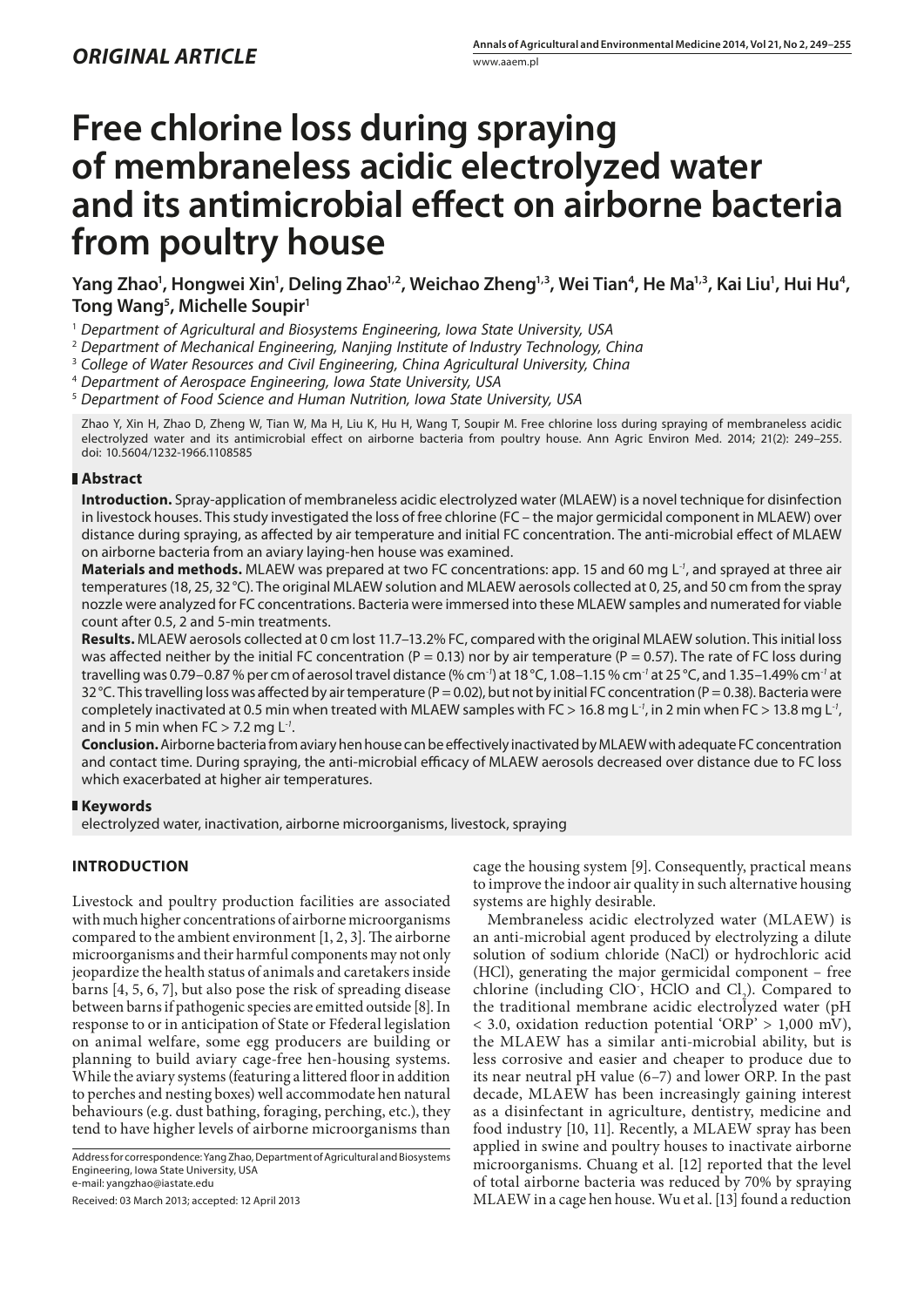*ORIGINAL ARTICLE*

# Free chlorine loss during spraying of membraneless acidic electrolyzed water and its antimicrobial effect on airborne bacteria from poultry house

**Yang Zhao[1], Hongwei Xin[1], Deling Zhao[1,2], Weichao Zheng[1,3], Wei Tian[4], He Ma[1,3], Kai Liu[1], Hui Hu[4], Tong Wang[5], Michelle Soupir[1]**

[1] *Department of Agricultural and Biosystems Engineering, Iowa State University, USA*
[2] *Department of Mechanical Engineering, Nanjing Institute of Industry Technology, China*
[3] *College of Water Resources and Civil Engineering, China Agricultural University, China*
[4] *Department of Aerospace Engineering, Iowa State University, USA*
[5] *Department of Food Science and Human Nutrition, Iowa State University, USA*

Zhao Y, Xin H, Zhao D, Zheng W, Tian W, Ma H, Liu K, Hu H, Wang T, Soupir M. Free chlorine loss during spraying of membraneless acidic electrolyzed water and its antimicrobial effect on airborne bacteria from poultry house. Ann Agric Environ Med. 2014; 21(2): 249–255. doi: 10.5604/1232-1966.1108585

## Abstract

**Introduction.** Spray-application of membraneless acidic electrolyzed water (MLAEW) is a novel technique for disinfection in livestock houses. This study investigated the loss of free chlorine (FC – the major germicidal component in MLAEW) over distance during spraying, as affected by air temperature and initial FC concentration. The anti-microbial effect of MLAEW on airborne bacteria from an aviary laying-hen house was examined.

**Materials and methods.** MLAEW was prepared at two FC concentrations: app. 15 and 60 mg $L^{-1}$, and sprayed at three air temperatures (18, 25, 32 °C). The original MLAEW solution and MLAEW aerosols collected at 0, 25, and 50 cm from the spray nozzle were analyzed for FC concentrations. Bacteria were immersed into these MLAEW samples and numerated for viable count after 0.5, 2 and 5-min treatments.

**Results.** MLAEW aerosols collected at 0 cm lost 11.7–13.2% FC, compared with the original MLAEW solution. This initial loss was affected neither by the initial FC concentration ($P = 0.13$) nor by air temperature ($P = 0.57$). The rate of FC loss during travelling was 0.79–0.87 % per cm of aerosol travel distance (% $cm^{-1}$) at 18 °C, 1.08–1.15 % $cm^{-1}$ at 25 °C, and 1.35–1.49% $cm^{-1}$ at 32 °C. This travelling loss was affected by air temperature ($P = 0.02$), but not by initial FC concentration ($P = 0.38$). Bacteria were completely inactivated at 0.5 min when treated with MLAEW samples with FC > 16.8 mg $L^{-1}$, in 2 min when FC > 13.8 mg $L^{-1}$, and in 5 min when FC > 7.2 mg $L^{-1}$.

**Conclusion.** Airborne bacteria from aviary hen house can be effectively inactivated by MLAEW with adequate FC concentration and contact time. During spraying, the anti-microbial efficacy of MLAEW aerosols decreased over distance due to FC loss which exacerbated at higher air temperatures.

## Keywords

electrolyzed water, inactivation, airborne microorganisms, livestock, spraying

## INTRODUCTION

Livestock and poultry production facilities are associated with much higher concentrations of airborne microorganisms compared to the ambient environment [1, 2, 3]. The airborne microorganisms and their harmful components may not only jeopardize the health status of animals and caretakers inside barns [4, 5, 6, 7], but also pose the risk of spreading disease between barns if pathogenic species are emitted outside [8]. In response to or in anticipation of State or Ffederal legislation on animal welfare, some egg producers are building or planning to build aviary cage-free hen-housing systems. While the aviary systems (featuring a littered floor in addition to perches and nesting boxes) well accommodate hen natural behaviours (e.g. dust bathing, foraging, perching, etc.), they tend to have higher levels of airborne microorganisms than cage the housing system [9]. Consequently, practical means to improve the indoor air quality in such alternative housing systems are highly desirable.

Membraneless acidic electrolyzed water (MLAEW) is an anti-microbial agent produced by electrolyzing a dilute solution of sodium chloride (NaCl) or hydrochloric acid (HCl), generating the major germicidal component – free chlorine (including $ClO^-$, HClO and $Cl_2$). Compared to the traditional membrane acidic electrolyzed water (pH < 3.0, oxidation reduction potential 'ORP' > 1,000 mV), the MLAEW has a similar anti-microbial ability, but is less corrosive and easier and cheaper to produce due to its near neutral pH value (6–7) and lower ORP. In the past decade, MLAEW has been increasingly gaining interest as a disinfectant in agriculture, dentistry, medicine and food industry [10, 11]. Recently, a MLAEW spray has been applied in swine and poultry houses to inactivate airborne microorganisms. Chuang et al. [12] reported that the level of total airborne bacteria was reduced by 70% by spraying MLAEW in a cage hen house. Wu et al. [13] found a reduction

Address for correspondence: Yang Zhao, Department of Agricultural and Biosystems Engineering, Iowa State University, USA
e-mail: yangzhao@iastate.edu

Received: 03 March 2013; accepted: 12 April 2013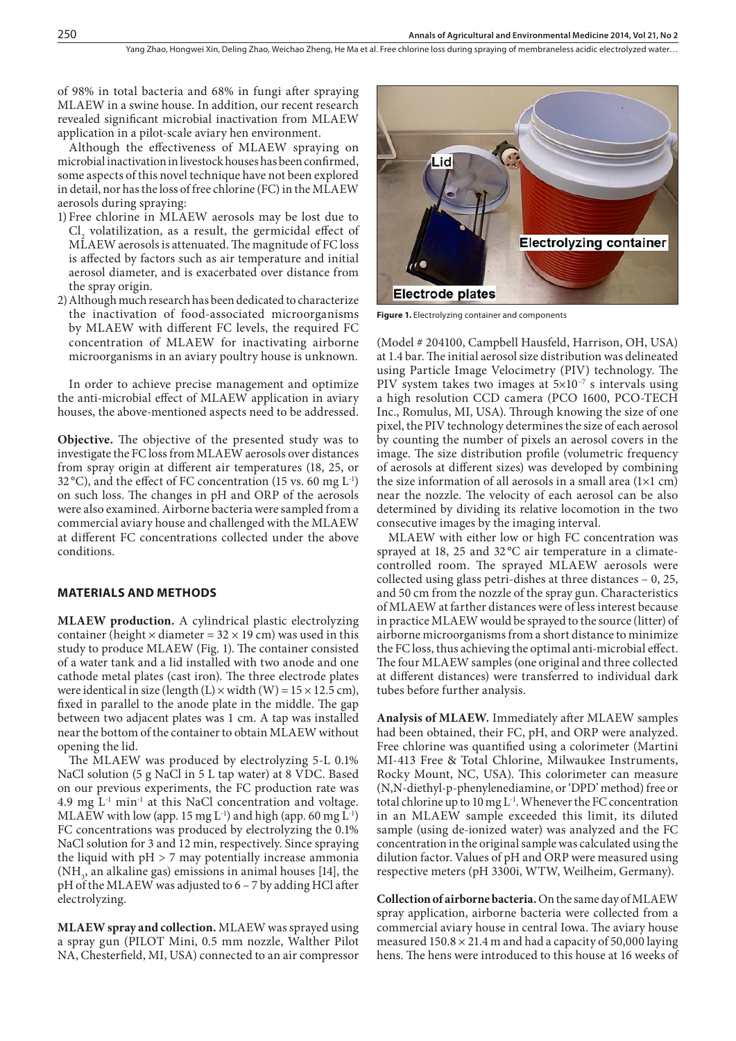of 98% in total bacteria and 68% in fungi after spraying MLAEW in a swine house. In addition, our recent research revealed significant microbial inactivation from MLAEW application in a pilot-scale aviary hen environment.

Although the effectiveness of MLAEW spraying on microbial inactivation in livestock houses has been confirmed, some aspects of this novel technique have not been explored in detail, nor has the loss of free chlorine (FC) in the MLAEW aerosols during spraying:

1) Free chlorine in MLAEW aerosols may be lost due to $Cl_2$ volatilization, as a result, the germicidal effect of MLAEW aerosols is attenuated. The magnitude of FC loss is affected by factors such as air temperature and initial aerosol diameter, and is exacerbated over distance from the spray origin.
2) Although much research has been dedicated to characterize the inactivation of food-associated microorganisms by MLAEW with different FC levels, the required FC concentration of MLAEW for inactivating airborne microorganisms in an aviary poultry house is unknown.

In order to achieve precise management and optimize the anti-microbial effect of MLAEW application in aviary houses, the above-mentioned aspects need to be addressed.

**Objective.** The objective of the presented study was to investigate the FC loss from MLAEW aerosols over distances from spray origin at different air temperatures (18, 25, or 32 °C), and the effect of FC concentration (15 vs. 60 mg $L^{-1}$) on such loss. The changes in pH and ORP of the aerosols were also examined. Airborne bacteria were sampled from a commercial aviary house and challenged with the MLAEW at different FC concentrations collected under the above conditions.

## MATERIALS AND METHODS

**MLAEW production.** A cylindrical plastic electrolyzing container (height × diameter = 32 × 19 cm) was used in this study to produce MLAEW (Fig. 1). The container consisted of a water tank and a lid installed with two anode and one cathode metal plates (cast iron). The three electrode plates were identical in size (length (L) × width (W) = 15 × 12.5 cm), fixed in parallel to the anode plate in the middle. The gap between two adjacent plates was 1 cm. A tap was installed near the bottom of the container to obtain MLAEW without opening the lid.

The MLAEW was produced by electrolyzing 5-L 0.1% NaCl solution (5 g NaCl in 5 L tap water) at 8 VDC. Based on our previous experiments, the FC production rate was 4.9 mg $L^{-1}$ $min^{-1}$ at this NaCl concentration and voltage. MLAEW with low (app. 15 mg $L^{-1}$) and high (app. 60 mg $L^{-1}$) FC concentrations was produced by electrolyzing the 0.1% NaCl solution for 3 and 12 min, respectively. Since spraying the liquid with pH > 7 may potentially increase ammonia ($NH_3$, an alkaline gas) emissions in animal houses [14], the pH of the MLAEW was adjusted to 6 – 7 by adding HCl after electrolyzing.

**MLAEW spray and collection.** MLAEW was sprayed using a spray gun (PILOT Mini, 0.5 mm nozzle, Walther Pilot NA, Chesterfield, MI, USA) connected to an air compressor (Model # 204100, Campbell Hausfeld, Harrison, OH, USA) at 1.4 bar. The initial aerosol size distribution was delineated using Particle Image Velocimetry (PIV) technology. The PIV system takes two images at $5\times10^{-7}$ s intervals using a high resolution CCD camera (PCO 1600, PCO-TECH Inc., Romulus, MI, USA). Through knowing the size of one pixel, the PIV technology determines the size of each aerosol by counting the number of pixels an aerosol covers in the image. The size distribution profile (volumetric frequency of aerosols at different sizes) was developed by combining the size information of all aerosols in a small area (1×1 cm) near the nozzle. The velocity of each aerosol can be also determined by dividing its relative locomotion in the two consecutive images by the imaging interval.

Figure 1. Electrolyzing container and components

MLAEW with either low or high FC concentration was sprayed at 18, 25 and 32 °C air temperature in a climate-controlled room. The sprayed MLAEW aerosols were collected using glass petri-dishes at three distances – 0, 25, and 50 cm from the nozzle of the spray gun. Characteristics of MLAEW at farther distances were of less interest because in practice MLAEW would be sprayed to the source (litter) of airborne microorganisms from a short distance to minimize the FC loss, thus achieving the optimal anti-microbial effect. The four MLAEW samples (one original and three collected at different distances) were transferred to individual dark tubes before further analysis.

**Analysis of MLAEW.** Immediately after MLAEW samples had been obtained, their FC, pH, and ORP were analyzed. Free chlorine was quantified using a colorimeter (Martini MI-413 Free & Total Chlorine, Milwaukee Instruments, Rocky Mount, NC, USA). This colorimeter can measure (N,N-diethyl-p-phenylenediamine, or 'DPD' method) free or total chlorine up to 10 mg $L^{-1}$. Whenever the FC concentration in an MLAEW sample exceeded this limit, its diluted sample (using de-ionized water) was analyzed and the FC concentration in the original sample was calculated using the dilution factor. Values of pH and ORP were measured using respective meters (pH 3300i, WTW, Weilheim, Germany).

**Collection of airborne bacteria.** On the same day of MLAEW spray application, airborne bacteria were collected from a commercial aviary house in central Iowa. The aviary house measured 150.8 × 21.4 m and had a capacity of 50,000 laying hens. The hens were introduced to this house at 16 weeks of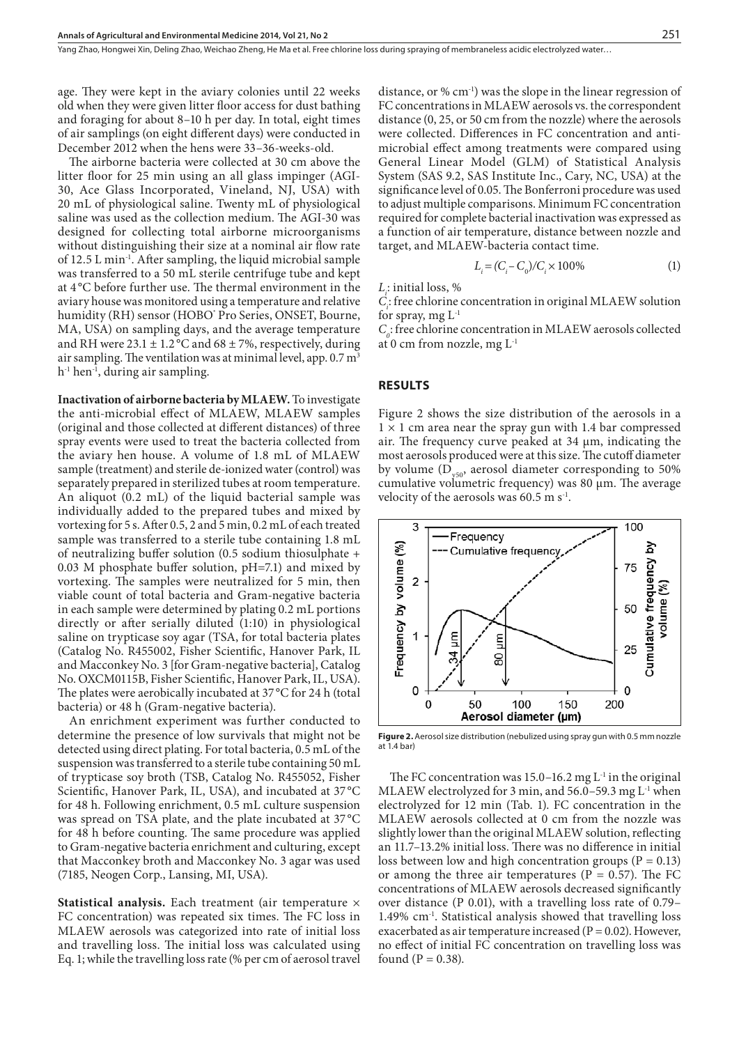age. They were kept in the aviary colonies until 22 weeks old when they were given litter floor access for dust bathing and foraging for about 8–10 h per day. In total, eight times of air samplings (on eight different days) were conducted in December 2012 when the hens were 33–36-weeks-old.

The airborne bacteria were collected at 30 cm above the litter floor for 25 min using an all glass impinger (AGI-30, Ace Glass Incorporated, Vineland, NJ, USA) with 20 mL of physiological saline. Twenty mL of physiological saline was used as the collection medium. The AGI-30 was designed for collecting total airborne microorganisms without distinguishing their size at a nominal air flow rate of 12.5 L min$^{-1}$. After sampling, the liquid microbial sample was transferred to a 50 mL sterile centrifuge tube and kept at 4 °C before further use. The thermal environment in the aviary house was monitored using a temperature and relative humidity (RH) sensor (HOBO® Pro Series, ONSET, Bourne, MA, USA) on sampling days, and the average temperature and RH were 23.1 ± 1.2 °C and 68 ± 7%, respectively, during air sampling. The ventilation was at minimal level, app. 0.7 m$^3$ h$^{-1}$ hen$^{-1}$, during air sampling.

**Inactivation of airborne bacteria by MLAEW.** To investigate the anti-microbial effect of MLAEW, MLAEW samples (original and those collected at different distances) of three spray events were used to treat the bacteria collected from the aviary hen house. A volume of 1.8 mL of MLAEW sample (treatment) and sterile de-ionized water (control) was separately prepared in sterilized tubes at room temperature. An aliquot (0.2 mL) of the liquid bacterial sample was individually added to the prepared tubes and mixed by vortexing for 5 s. After 0.5, 2 and 5 min, 0.2 mL of each treated sample was transferred to a sterile tube containing 1.8 mL of neutralizing buffer solution (0.5 sodium thiosulphate + 0.03 M phosphate buffer solution, pH=7.1) and mixed by vortexing. The samples were neutralized for 5 min, then viable count of total bacteria and Gram-negative bacteria in each sample were determined by plating 0.2 mL portions directly or after serially diluted (1:10) in physiological saline on trypticase soy agar (TSA, for total bacteria plates (Catalog No. R455002, Fisher Scientific, Hanover Park, IL and Macconkey No. 3 [for Gram-negative bacteria], Catalog No. OXCM0115B, Fisher Scientific, Hanover Park, IL, USA). The plates were aerobically incubated at 37 °C for 24 h (total bacteria) or 48 h (Gram-negative bacteria).

An enrichment experiment was further conducted to determine the presence of low survivals that might not be detected using direct plating. For total bacteria, 0.5 mL of the suspension was transferred to a sterile tube containing 50 mL of trypticase soy broth (TSB, Catalog No. R455052, Fisher Scientific, Hanover Park, IL, USA), and incubated at 37 °C for 48 h. Following enrichment, 0.5 mL culture suspension was spread on TSA plate, and the plate incubated at 37 °C for 48 h before counting. The same procedure was applied to Gram-negative bacteria enrichment and culturing, except that Macconkey broth and Macconkey No. 3 agar was used (7185, Neogen Corp., Lansing, MI, USA).

**Statistical analysis.** Each treatment (air temperature × FC concentration) was repeated six times. The FC loss in MLAEW aerosols was categorized into rate of initial loss and travelling loss. The initial loss was calculated using Eq. 1; while the travelling loss rate (% per cm of aerosol travel distance, or % cm$^{-1}$) was the slope in the linear regression of FC concentrations in MLAEW aerosols vs. the correspondent distance (0, 25, or 50 cm from the nozzle) where the aerosols were collected. Differences in FC concentration and anti-microbial effect among treatments were compared using General Linear Model (GLM) of Statistical Analysis System (SAS 9.2, SAS Institute Inc., Cary, NC, USA) at the significance level of 0.05. The Bonferroni procedure was used to adjust multiple comparisons. Minimum FC concentration required for complete bacterial inactivation was expressed as a function of air temperature, distance between nozzle and target, and MLAEW-bacteria contact time.

$$L_i = (C_i - C_0)/C_i \times 100\% \qquad (1)$$

$L_i$: initial loss, %

$C_i$: free chlorine concentration in original MLAEW solution for spray, mg L$^{-1}$

$C_0$: free chlorine concentration in MLAEW aerosols collected at 0 cm from nozzle, mg L$^{-1}$

## RESULTS

Figure 2 shows the size distribution of the aerosols in a 1 × 1 cm area near the spray gun with 1.4 bar compressed air. The frequency curve peaked at 34 µm, indicating the most aerosols produced were at this size. The cutoff diameter by volume ($D_{v50}$, aerosol diameter corresponding to 50% cumulative volumetric frequency) was 80 µm. The average velocity of the aerosols was 60.5 m s$^{-1}$.

**Figure 2.** Aerosol size distribution (nebulized using spray gun with 0.5 mm nozzle at 1.4 bar)

The FC concentration was 15.0–16.2 mg L$^{-1}$ in the original MLAEW electrolyzed for 3 min, and 56.0–59.3 mg L$^{-1}$ when electrolyzed for 12 min (Tab. 1). FC concentration in the MLAEW aerosols collected at 0 cm from the nozzle was slightly lower than the original MLAEW solution, reflecting an 11.7–13.2% initial loss. There was no difference in initial loss between low and high concentration groups (P = 0.13) or among the three air temperatures (P = 0.57). The FC concentrations of MLAEW aerosols decreased significantly over distance (P 0.01), with a travelling loss rate of 0.79–1.49% cm$^{-1}$. Statistical analysis showed that travelling loss exacerbated as air temperature increased (P = 0.02). However, no effect of initial FC concentration on travelling loss was found (P = 0.38).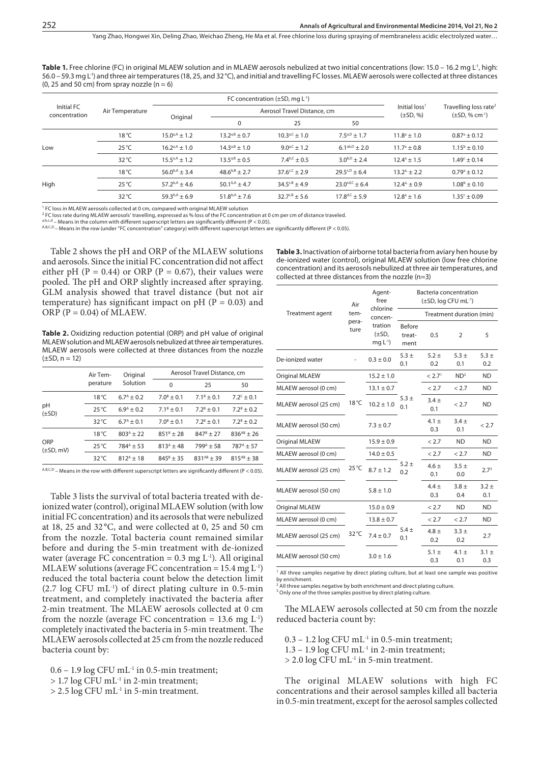**Table 1.** Free chlorine (FC) in original MLAEW solution and in MLAEW aerosols nebulized at two initial concentrations (low: 15.0 – 16.2 mg $L^{-1}$, high: 56.0 – 59.3 mg $L^{-1}$) and three air temperatures (18, 25, and 32 °C), and initial and travelling FC losses. MLAEW aerosols were collected at three distances (0, 25 and 50 cm) from spray nozzle (n = 6)

| Initial FC concentration | Air Temperature | FC concentration (±SD, mg $L^{-1}$) | | | | Initial loss[1] (±SD, %) | Travelling loss rate[2] (±SD, % $cm^{-1}$) |
|---|---|---|---|---|---|---|---|
| | | Original | Aerosol Travel Distance, cm | | | | |
| | | | 0 | 25 | 50 | | |
| Low | 18 °C | $15.0^{a,A}$ ± 1.2 | $13.2^{a,B}$ ± 0.7 | $10.3^{a,C}$ ± 1.0 | $7.5^{a,D}$ ± 1.7 | $11.8^{a}$ ± 1.0 | $0.87^{a}$ ± 0.12 |
| | 25 °C | $16.2^{a,A}$ ± 1.0 | $14.3^{a,B}$ ± 1.0 | $9.0^{a,C}$ ± 1.2 | $6.1^{ab,D}$ ± 2.0 | $11.7^{a}$ ± 0.8 | $1.15^{b}$ ± 0.10 |
| | 32 °C | $15.5^{a,A}$ ± 1.2 | $13.5^{a,B}$ ± 0.5 | $7.4^{b,C}$ ± 0.5 | $3.0^{b,D}$ ± 2.4 | $12.4^{a}$ ± 1.5 | $1.49^{c}$ ± 0.14 |
| High | 18 °C | $56.0^{b,A}$ ± 3.4 | $48.6^{b,B}$ ± 2.7 | $37.6^{c,C}$ ± 2.9 | $29.5^{c,D}$ ± 6.4 | $13.2^{a}$ ± 2.2 | $0.79^{a}$ ± 0.12 |
| | 25 °C | $57.2^{b,A}$ ± 4.6 | $50.1^{b,A}$ ± 4.7 | $34.5^{c,B}$ ± 4.9 | $23.0^{cd,C}$ ± 6.4 | $12.4^{a}$ ± 0.9 | $1.08^{b}$ ± 0.10 |
| | 32 °C | $59.3^{b,A}$ ± 6.9 | $51.8^{b,A}$ ± 7.6 | $32.7^{c,B}$ ± 5.6 | $17.8^{d,C}$ ± 5.9 | $12.8^{a}$ ± 1.6 | $1.35^{c}$ ± 0.09 |

[1] FC loss in MLAEW aerosols collected at 0 cm, compared with original MLAEW solution
[2] FC loss rate during MLAEW aerosols' travelling, expressed as % loss of the FC concentration at 0 cm per cm of distance traveled.
a,b,c,d – Means in the column with different superscript letters are significantly different (P < 0.05).
A,B,C,D – Means in the row (under "FC concentration" category) with different superscript letters are significantly different (P < 0.05).

Table 2 shows the pH and ORP of the MLAEW solutions and aerosols. Since the initial FC concentration did not affect either pH (P = 0.44) or ORP (P = 0.67), their values were pooled. The pH and ORP slightly increased after spraying. GLM analysis showed that travel distance (but not air temperature) has significant impact on pH (P = 0.03) and ORP (P = 0.04) of MLAEW.

**Table 2.** Oxidizing reduction potential (ORP) and pH value of original MLAEW solution and MLAEW aerosols nebulized at three air temperatures. MLAEW aerosols were collected at three distances from the nozzle (±SD, n = 12)

| | Air Temperature | Original Solution | Aerosol Travel Distance, cm | | |
|---|---|---|---|---|---|
| | | | 0 | 25 | 50 |
| pH (±SD) | 18 °C | $6.7^{A}$ ± 0.2 | $7.0^{B}$ ± 0.1 | $7.1^{B}$ ± 0.1 | $7.2^{C}$ ± 0.1 |
| | 25 °C | $6.9^{A}$ ± 0.2 | $7.1^{B}$ ± 0.1 | $7.2^{B}$ ± 0.1 | $7.2^{B}$ ± 0.2 |
| | 32 °C | $6.7^{A}$ ± 0.1 | $7.0^{B}$ ± 0.1 | $7.2^{B}$ ± 0.2 | $7.2^{B}$ ± 0.2 |
| ORP (±SD, mV) | 18 °C | $803^{A}$ ± 22 | $851^{B}$ ± 28 | $847^{B}$ ± 27 | $836^{AB}$ ± 26 |
| | 25 °C | $784^{A}$ ± 53 | $813^{A}$ ± 48 | $799^{A}$ ± 58 | $787^{A}$ ± 57 |
| | 32 °C | $812^{A}$ ± 18 | $845^{B}$ ± 35 | $831^{AB}$ ± 39 | $815^{AB}$ ± 38 |

A,B,C,D – Means in the row with different superscript letters are significantly different (P < 0.05).

Table 3 lists the survival of total bacteria treated with de-ionized water (control), original MLAEW solution (with low initial FC concentration) and its aerosols that were nebulized at 18, 25 and 32 °C, and were collected at 0, 25 and 50 cm from the nozzle. Total bacteria count remained similar before and during the 5-min treatment with de-ionized water (average FC concentration = 0.3 mg $L^{-1}$). All original MLAEW solutions (average FC concentration = 15.4 mg $L^{-1}$) reduced the total bacteria count below the detection limit (2.7 log CFU $mL^{-1}$) of direct plating culture in 0.5-min treatment, and completely inactivated the bacteria after 2-min treatment. The MLAEW aerosols collected at 0 cm from the nozzle (average FC concentration = 13.6 mg $L^{-1}$) completely inactivated the bacteria in 5-min treatment. The MLAEW aerosols collected at 25 cm from the nozzle reduced bacteria count by:

- 0.6 – 1.9 log CFU $mL^{-1}$ in 0.5-min treatment;
- > 1.7 log CFU $mL^{-1}$ in 2-min treatment;
- > 2.5 log CFU $mL^{-1}$ in 5-min treatment.

**Table 3.** Inactivation of airborne total bacteria from aviary hen house by de-ionized water (control), original MLAEW solution (low free chlorine concentration) and its aerosols nebulized at three air temperatures, and collected at three distances from the nozzle (n=3)

| Treatment agent | Air temperature | Agent-free chlorine concentration (±SD, mg $L^{-1}$) | Bacteria concentration (±SD, log CFU $mL^{-1}$) | | | |
|---|---|---|---|---|---|---|
| | | | Treatment duration (min) | | | |
| | | | Before treatment | 0.5 | 2 | 5 |
| De-ionized water | - | 0.3 ± 0.0 | 5.3 ± 0.1 | 5.2 ± 0.2 | 5.3 ± 0.1 | 5.3 ± 0.2 |
| Original MLAEW | 18 °C | 15.2 ± 1.0 | 5.3 ± 0.1 | < 2.7[1] | ND[2] | ND |
| MLAEW aerosol (0 cm) | | 13.1 ± 0.7 | | < 2.7 | < 2.7 | ND |
| MLAEW aerosol (25 cm) | | 10.2 ± 1.0 | | 3.4 ± 0.1 | < 2.7 | ND |
| MLAEW aerosol (50 cm) | | 7.3 ± 0.7 | | 4.1 ± 0.3 | 3.4 ± 0.1 | < 2.7 |
| Original MLAEW | 25 °C | 15.9 ± 0.9 | 5.2 ± 0.2 | < 2.7 | ND | ND |
| MLAEW aerosol (0 cm) | | 14.0 ± 0.5 | | < 2.7 | < 2.7 | ND |
| MLAEW aerosol (25 cm) | | 8.7 ± 1.2 | | 4.6 ± 0.1 | 3.5 ± 0.0 | 2.7[3] |
| MLAEW aerosol (50 cm) | | 5.8 ± 1.0 | | 4.4 ± 0.3 | 3.8 ± 0.4 | 3.2 ± 0.1 |
| Original MLAEW | 32 °C | 15.0 ± 0.9 | 5.4 ± 0.1 | < 2.7 | ND | ND |
| MLAEW aerosol (0 cm) | | 13.8 ± 0.7 | | < 2.7 | < 2.7 | ND |
| MLAEW aerosol (25 cm) | | 7.4 ± 0.7 | | 4.8 ± 0.2 | 3.3 ± 0.2 | 2.7 |
| MLAEW aerosol (50 cm) | | 3.0 ± 1.6 | | 5.1 ± 0.3 | 4.1 ± 0.1 | 3.1 ± 0.3 |

[1] All three samples negative by direct plating culture, but at least one sample was positive by enrichment.
[2] All three samples negative by both enrichment and direct plating culture.
[3] Only one of the three samples positive by direct plating culture.

The MLAEW aerosols collected at 50 cm from the nozzle reduced bacteria count by:

- 0.3 – 1.2 log CFU $mL^{-1}$ in 0.5-min treatment;
- 1.3 – 1.9 log CFU $mL^{-1}$ in 2-min treatment;
- > 2.0 log CFU $mL^{-1}$ in 5-min treatment.

The original MLAEW solutions with high FC concentrations and their aerosol samples killed all bacteria in 0.5-min treatment, except for the aerosol samples collected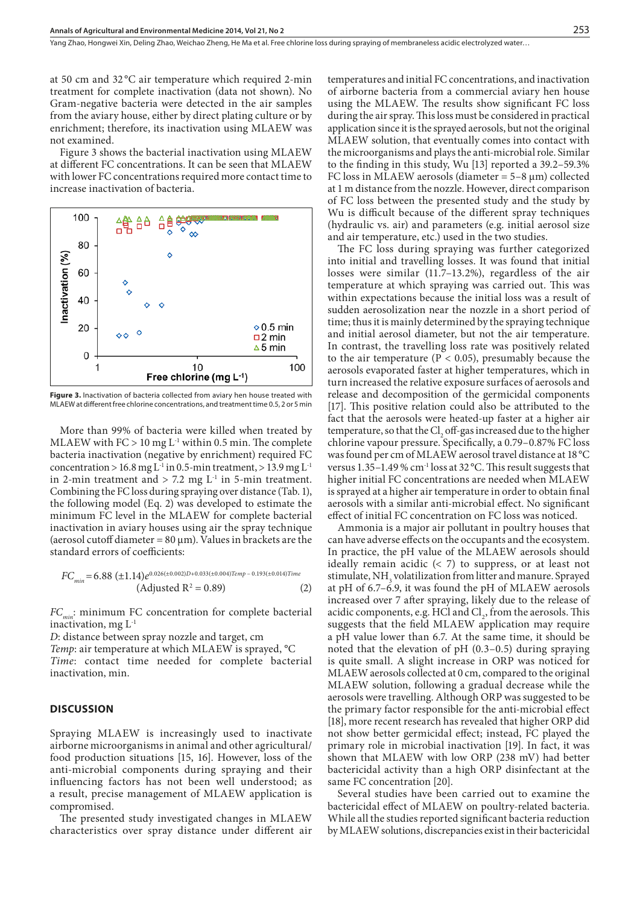at 50 cm and 32 °C air temperature which required 2-min treatment for complete inactivation (data not shown). No Gram-negative bacteria were detected in the air samples from the aviary house, either by direct plating culture or by enrichment; therefore, its inactivation using MLAEW was not examined.

Figure 3 shows the bacterial inactivation using MLAEW at different FC concentrations. It can be seen that MLAEW with lower FC concentrations required more contact time to increase inactivation of bacteria.

**Figure 3.** Inactivation of bacteria collected from aviary hen house treated with MLAEW at different free chlorine concentrations, and treatment time 0.5, 2 or 5 min

More than 99% of bacteria were killed when treated by MLAEW with FC > 10 mg L$^{-1}$ within 0.5 min. The complete bacteria inactivation (negative by enrichment) required FC concentration > 16.8 mg L$^{-1}$ in 0.5-min treatment, > 13.9 mg L$^{-1}$ in 2-min treatment and > 7.2 mg L$^{-1}$ in 5-min treatment. Combining the FC loss during spraying over distance (Tab. 1), the following model (Eq. 2) was developed to estimate the minimum FC level in the MLAEW for complete bacterial inactivation in aviary houses using air the spray technique (aerosol cutoff diameter = 80 µm). Values in brackets are the standard errors of coefficients:

$$FC_{min} = 6.88\ (\pm 1.14) e^{0.026(\pm 0.002)D + 0.033(\pm 0.004)Temp - 0.193(\pm 0.014)Time} \quad (\text{Adjusted } R^2 = 0.89) \qquad (2)$$

$FC_{min}$: minimum FC concentration for complete bacterial inactivation, mg L$^{-1}$

*D*: distance between spray nozzle and target, cm

*Temp*: air temperature at which MLAEW is sprayed, °C

*Time*: contact time needed for complete bacterial inactivation, min.

## DISCUSSION

Spraying MLAEW is increasingly used to inactivate airborne microorganisms in animal and other agricultural/food production situations [15, 16]. However, loss of the anti-microbial components during spraying and their influencing factors has not been well understood; as a result, precise management of MLAEW application is compromised.

The presented study investigated changes in MLAEW characteristics over spray distance under different air temperatures and initial FC concentrations, and inactivation of airborne bacteria from a commercial aviary hen house using the MLAEW. The results show significant FC loss during the air spray. This loss must be considered in practical application since it is the sprayed aerosols, but not the original MLAEW solution, that eventually comes into contact with the microorganisms and plays the anti-microbial role. Similar to the finding in this study, Wu [13] reported a 39.2–59.3% FC loss in MLAEW aerosols (diameter = 5–8 µm) collected at 1 m distance from the nozzle. However, direct comparison of FC loss between the presented study and the study by Wu is difficult because of the different spray techniques (hydraulic vs. air) and parameters (e.g. initial aerosol size and air temperature, etc.) used in the two studies.

The FC loss during spraying was further categorized into initial and travelling losses. It was found that initial losses were similar (11.7–13.2%), regardless of the air temperature at which spraying was carried out. This was within expectations because the initial loss was a result of sudden aerosolization near the nozzle in a short period of time; thus it is mainly determined by the spraying technique and initial aerosol diameter, but not the air temperature. In contrast, the travelling loss rate was positively related to the air temperature ($P < 0.05$), presumably because the aerosols evaporated faster at higher temperatures, which in turn increased the relative exposure surfaces of aerosols and release and decomposition of the germicidal components [17]. This positive relation could also be attributed to the fact that the aerosols were heated-up faster at a higher air temperature, so that the $Cl_2$ off-gas increased due to the higher chlorine vapour pressure. Specifically, a 0.79–0.87% FC loss was found per cm of MLAEW aerosol travel distance at 18 °C versus 1.35–1.49 % cm$^{-1}$ loss at 32 °C. This result suggests that higher initial FC concentrations are needed when MLAEW is sprayed at a higher air temperature in order to obtain final aerosols with a similar anti-microbial effect. No significant effect of initial FC concentration on FC loss was noticed.

Ammonia is a major air pollutant in poultry houses that can have adverse effects on the occupants and the ecosystem. In practice, the pH value of the MLAEW aerosols should ideally remain acidic (< 7) to suppress, or at least not stimulate, $NH_3$ volatilization from litter and manure. Sprayed at pH of 6.7–6.9, it was found the pH of MLAEW aerosols increased over 7 after spraying, likely due to the release of acidic components, e.g. HCl and $Cl_2$, from the aerosols. This suggests that the field MLAEW application may require a pH value lower than 6.7. At the same time, it should be noted that the elevation of pH (0.3–0.5) during spraying is quite small. A slight increase in ORP was noticed for MLAEW aerosols collected at 0 cm, compared to the original MLAEW solution, following a gradual decrease while the aerosols were travelling. Although ORP was suggested to be the primary factor responsible for the anti-microbial effect [18], more recent research has revealed that higher ORP did not show better germicidal effect; instead, FC played the primary role in microbial inactivation [19]. In fact, it was shown that MLAEW with low ORP (238 mV) had better bactericidal activity than a high ORP disinfectant at the same FC concentration [20].

Several studies have been carried out to examine the bactericidal effect of MLAEW on poultry-related bacteria. While all the studies reported significant bacteria reduction by MLAEW solutions, discrepancies exist in their bactericidal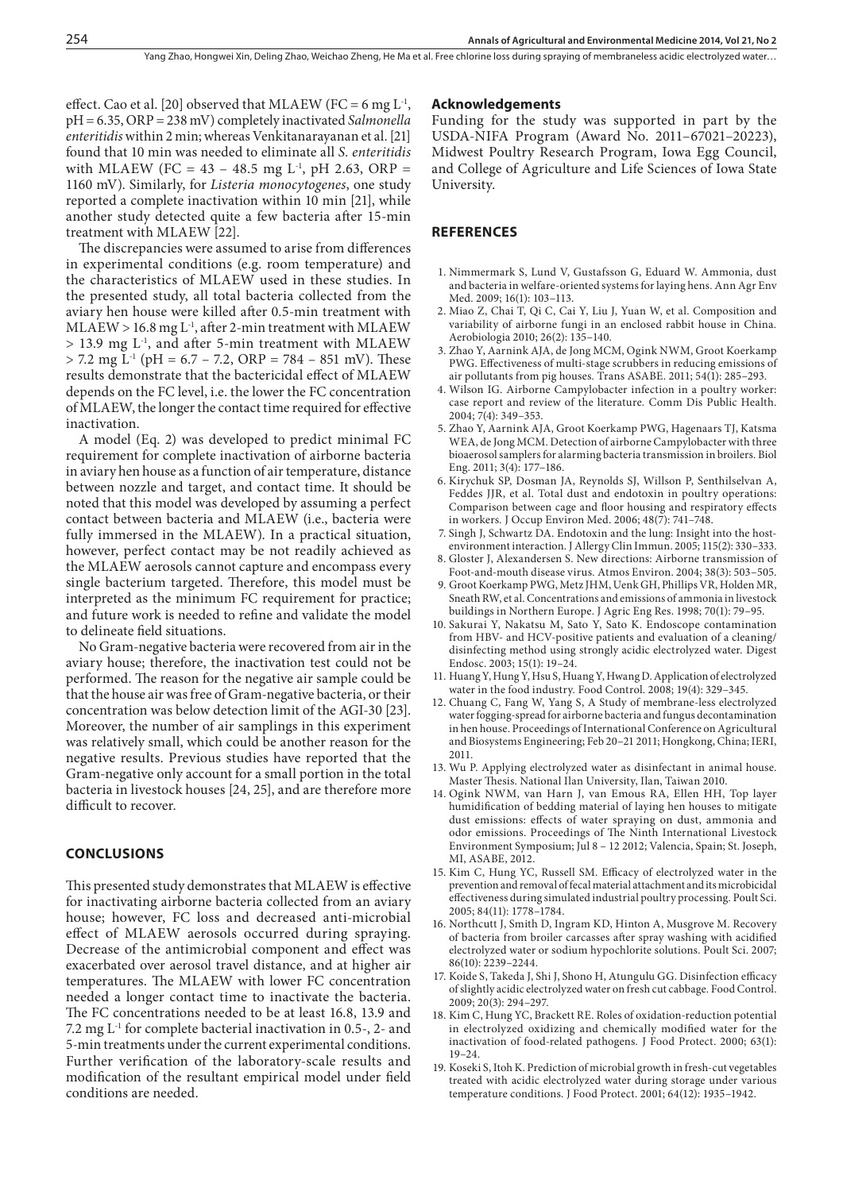effect. Cao et al. [20] observed that MLAEW (FC = 6 mg $L^{-1}$, pH = 6.35, ORP = 238 mV) completely inactivated *Salmonella enteritidis* within 2 min; whereas Venkitanarayanan et al. [21] found that 10 min was needed to eliminate all *S. enteritidis* with MLAEW (FC = 43 – 48.5 mg $L^{-1}$, pH 2.63, ORP = 1160 mV). Similarly, for *Listeria monocytogenes*, one study reported a complete inactivation within 10 min [21], while another study detected quite a few bacteria after 15-min treatment with MLAEW [22].

The discrepancies were assumed to arise from differences in experimental conditions (e.g. room temperature) and the characteristics of MLAEW used in these studies. In the presented study, all total bacteria collected from the aviary hen house were killed after 0.5-min treatment with MLAEW > 16.8 mg $L^{-1}$, after 2-min treatment with MLAEW > 13.9 mg $L^{-1}$, and after 5-min treatment with MLAEW > 7.2 mg $L^{-1}$ (pH = 6.7 – 7.2, ORP = 784 – 851 mV). These results demonstrate that the bactericidal effect of MLAEW depends on the FC level, i.e. the lower the FC concentration of MLAEW, the longer the contact time required for effective inactivation.

A model (Eq. 2) was developed to predict minimal FC requirement for complete inactivation of airborne bacteria in aviary hen house as a function of air temperature, distance between nozzle and target, and contact time. It should be noted that this model was developed by assuming a perfect contact between bacteria and MLAEW (i.e., bacteria were fully immersed in the MLAEW). In a practical situation, however, perfect contact may be not readily achieved as the MLAEW aerosols cannot capture and encompass every single bacterium targeted. Therefore, this model must be interpreted as the minimum FC requirement for practice; and future work is needed to refine and validate the model to delineate field situations.

No Gram-negative bacteria were recovered from air in the aviary house; therefore, the inactivation test could not be performed. The reason for the negative air sample could be that the house air was free of Gram-negative bacteria, or their concentration was below detection limit of the AGI-30 [23]. Moreover, the number of air samplings in this experiment was relatively small, which could be another reason for the negative results. Previous studies have reported that the Gram-negative only account for a small portion in the total bacteria in livestock houses [24, 25], and are therefore more difficult to recover.

## CONCLUSIONS

This presented study demonstrates that MLAEW is effective for inactivating airborne bacteria collected from an aviary house; however, FC loss and decreased anti-microbial effect of MLAEW aerosols occurred during spraying. Decrease of the antimicrobial component and effect was exacerbated over aerosol travel distance, and at higher air temperatures. The MLAEW with lower FC concentration needed a longer contact time to inactivate the bacteria. The FC concentrations needed to be at least 16.8, 13.9 and 7.2 mg $L^{-1}$ for complete bacterial inactivation in 0.5-, 2- and 5-min treatments under the current experimental conditions. Further verification of the laboratory-scale results and modification of the resultant empirical model under field conditions are needed.

### Acknowledgements

Funding for the study was supported in part by the USDA-NIFA Program (Award No. 2011–67021–20223), Midwest Poultry Research Program, Iowa Egg Council, and College of Agriculture and Life Sciences of Iowa State University.

## REFERENCES

1. Nimmermark S, Lund V, Gustafsson G, Eduard W. Ammonia, dust and bacteria in welfare-oriented systems for laying hens. Ann Agr Env Med. 2009; 16(1): 103–113.
2. Miao Z, Chai T, Qi C, Cai Y, Liu J, Yuan W, et al. Composition and variability of airborne fungi in an enclosed rabbit house in China. Aerobiologia 2010; 26(2): 135–140.
3. Zhao Y, Aarnink AJA, de Jong MCM, Ogink NWM, Groot Koerkamp PWG. Effectiveness of multi-stage scrubbers in reducing emissions of air pollutants from pig houses. Trans ASABE. 2011; 54(1): 285–293.
4. Wilson IG. Airborne Campylobacter infection in a poultry worker: case report and review of the literature. Comm Dis Public Health. 2004; 7(4): 349–353.
5. Zhao Y, Aarnink AJA, Groot Koerkamp PWG, Hagenaars TJ, Katsma WEA, de Jong MCM. Detection of airborne Campylobacter with three bioaerosol samplers for alarming bacteria transmission in broilers. Biol Eng. 2011; 3(4): 177–186.
6. Kirychuk SP, Dosman JA, Reynolds SJ, Willson P, Senthilselvan A, Feddes JJR, et al. Total dust and endotoxin in poultry operations: Comparison between cage and floor housing and respiratory effects in workers. J Occup Environ Med. 2006; 48(7): 741–748.
7. Singh J, Schwartz DA. Endotoxin and the lung: Insight into the host-environment interaction. J Allergy Clin Immun. 2005; 115(2): 330–333.
8. Gloster J, Alexandersen S. New directions: Airborne transmission of Foot-and-mouth disease virus. Atmos Environ. 2004; 38(3): 503–505.
9. Groot Koerkamp PWG, Metz JHM, Uenk GH, Phillips VR, Holden MR, Sneath RW, et al. Concentrations and emissions of ammonia in livestock buildings in Northern Europe. J Agric Eng Res. 1998; 70(1): 79–95.
10. Sakurai Y, Nakatsu M, Sato Y, Sato K. Endoscope contamination from HBV- and HCV-positive patients and evaluation of a cleaning/disinfecting method using strongly acidic electrolyzed water. Digest Endosc. 2003; 15(1): 19–24.
11. Huang Y, Hung Y, Hsu S, Huang Y, Hwang D. Application of electrolyzed water in the food industry. Food Control. 2008; 19(4): 329–345.
12. Chuang C, Fang W, Yang S, A Study of membrane-less electrolyzed water fogging-spread for airborne bacteria and fungus decontamination in hen house. Proceedings of International Conference on Agricultural and Biosystems Engineering; Feb 20–21 2011; Hongkong, China; IERI, 2011.
13. Wu P. Applying electrolyzed water as disinfectant in animal house. Master Thesis. National Ilan University, Ilan, Taiwan 2010.
14. Ogink NWM, van Harn J, van Emous RA, Ellen HH, Top layer humidification of bedding material of laying hen houses to mitigate dust emissions: effects of water spraying on dust, ammonia and odor emissions. Proceedings of The Ninth International Livestock Environment Symposium; Jul 8 – 12 2012; Valencia, Spain; St. Joseph, MI, ASABE, 2012.
15. Kim C, Hung YC, Russell SM. Efficacy of electrolyzed water in the prevention and removal of fecal material attachment and its microbicidal effectiveness during simulated industrial poultry processing. Poult Sci. 2005; 84(11): 1778–1784.
16. Northcutt J, Smith D, Ingram KD, Hinton A, Musgrove M. Recovery of bacteria from broiler carcasses after spray washing with acidified electrolyzed water or sodium hypochlorite solutions. Poult Sci. 2007; 86(10): 2239–2244.
17. Koide S, Takeda J, Shi J, Shono H, Atungulu GG. Disinfection efficacy of slightly acidic electrolyzed water on fresh cut cabbage. Food Control. 2009; 20(3): 294–297.
18. Kim C, Hung YC, Brackett RE. Roles of oxidation-reduction potential in electrolyzed oxidizing and chemically modified water for the inactivation of food-related pathogens. J Food Protect. 2000; 63(1): 19–24.
19. Koseki S, Itoh K. Prediction of microbial growth in fresh-cut vegetables treated with acidic electrolyzed water during storage under various temperature conditions. J Food Protect. 2001; 64(12): 1935–1942.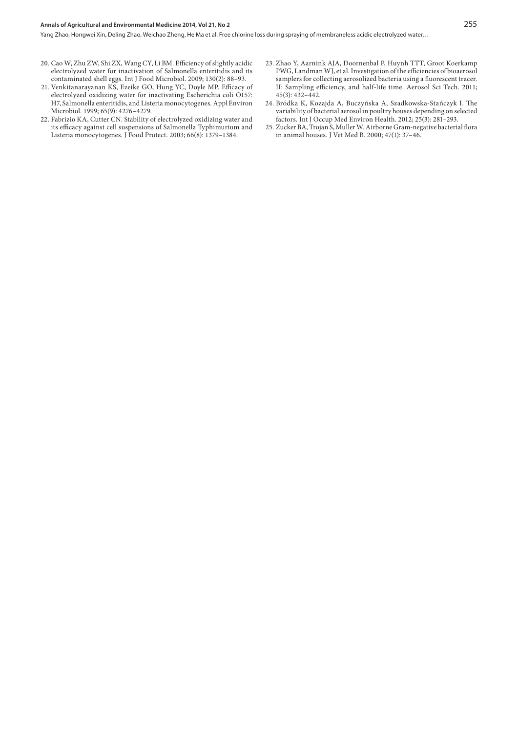20. Cao W, Zhu ZW, Shi ZX, Wang CY, Li BM. Efficiency of slightly acidic electrolyzed water for inactivation of Salmonella enteritidis and its contaminated shell eggs. Int J Food Microbiol. 2009; 130(2): 88–93.
21. Venkitanarayanan KS, Ezeike GO, Hung YC, Doyle MP. Efficacy of electrolyzed oxidizing water for inactivating Escherichia coli O157: H7, Salmonella enteritidis, and Listeria monocytogenes. Appl Environ Microbiol. 1999; 65(9): 4276–4279.
22. Fabrizio KA, Cutter CN. Stability of electrolyzed oxidizing water and its efficacy against cell suspensions of Salmonella Typhimurium and Listeria monocytogenes. J Food Protect. 2003; 66(8): 1379–1384.
23. Zhao Y, Aarnink AJA, Doornenbal P, Huynh TTT, Groot Koerkamp PWG, Landman WJ, et al. Investigation of the efficiencies of bioaerosol samplers for collecting aerosolized bacteria using a fluorescent tracer. II: Sampling efficiency, and half-life time. Aerosol Sci Tech. 2011; 45(3): 432–442.
24. Bródka K, Kozajda A, Buczyńska A, Szadkowska-Stańczyk I. The variability of bacterial aerosol in poultry houses depending on selected factors. Int J Occup Med Environ Health. 2012; 25(3): 281–293.
25. Zucker BA, Trojan S, Muller W. Airborne Gram-negative bacterial flora in animal houses. J Vet Med B. 2000; 47(1): 37–46.